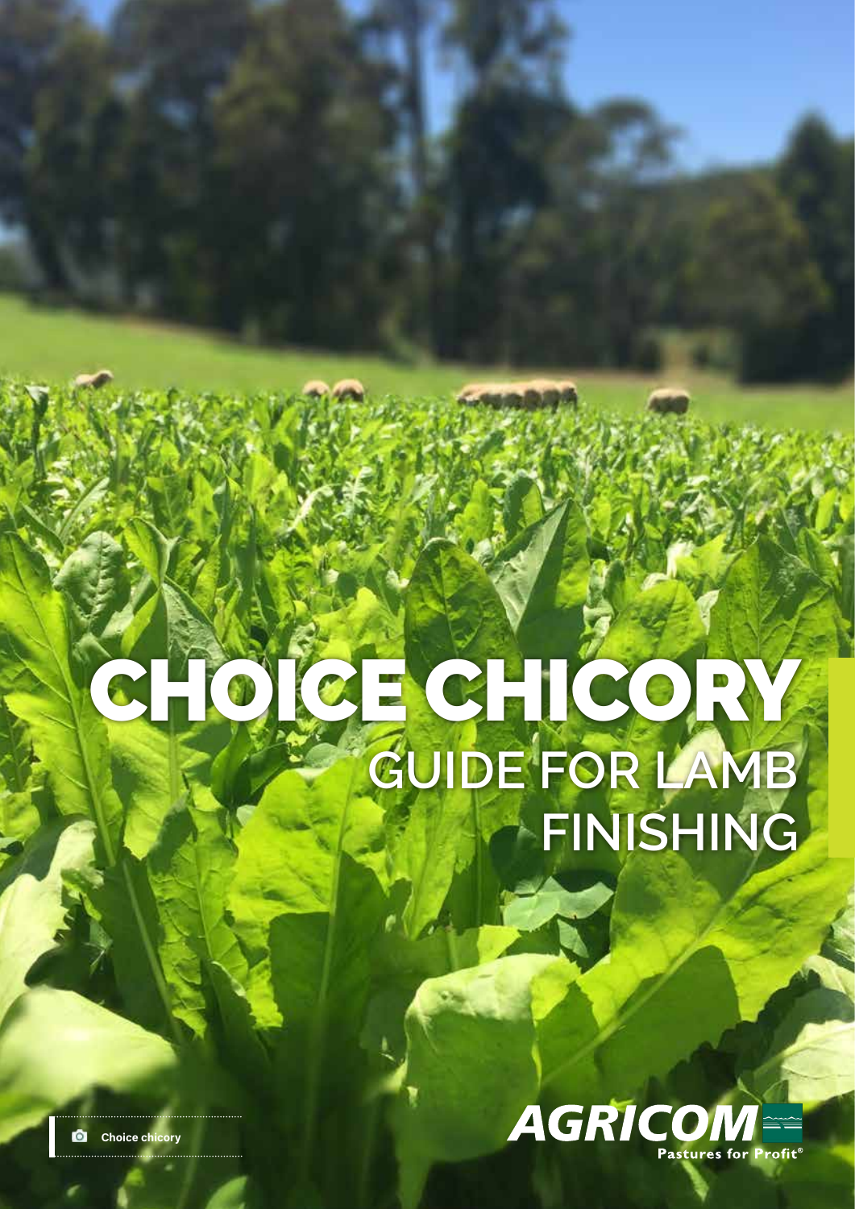# CHOICE CHICORY

## GUIDE FOR LAMB FINISHING

Choice chicory

AGRICOM

Pastures for Profit®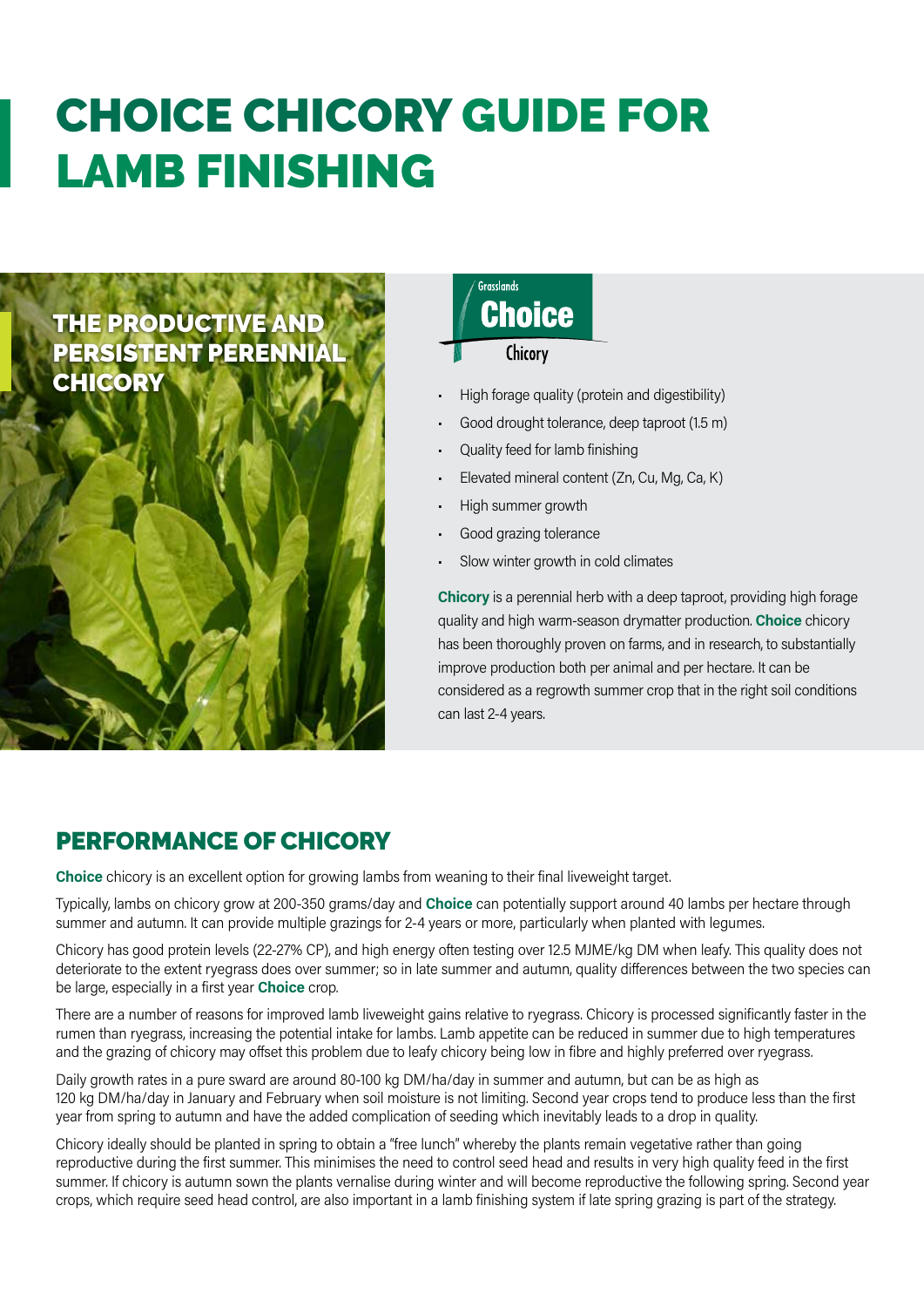# CHOICE CHICORY GUIDE FOR LAMB FINISHING

## THE PRODUCTIVE AND PERSISTENT PERENNIAL CHICORY

Grasslands **Choice** Chicory

- High forage quality (protein and digestibility)
- Good drought tolerance, deep taproot (1.5 m)
- Quality feed for lamb finishing
- Elevated mineral content (Zn, Cu, Mg, Ca, K)
- High summer growth
- Good grazing tolerance
- Slow winter growth in cold climates

**Chicory** is a perennial herb with a deep taproot, providing high forage quality and high warm-season drymatter production. **Choice** chicory has been thoroughly proven on farms, and in research, to substantially improve production both per animal and per hectare. It can be considered as a regrowth summer crop that in the right soil conditions can last 2-4 years.

## PERFORMANCE OF CHICORY

**Choice** chicory is an excellent option for growing lambs from weaning to their final liveweight target.

Typically, lambs on chicory grow at 200-350 grams/day and **Choice** can potentially support around 40 lambs per hectare through summer and autumn. It can provide multiple grazings for 2-4 years or more, particularly when planted with legumes.

Chicory has good protein levels (22-27% CP), and high energy often testing over 12.5 MJME/kg DM when leafy. This quality does not deteriorate to the extent ryegrass does over summer; so in late summer and autumn, quality differences between the two species can be large, especially in a first year **Choice** crop.

There are a number of reasons for improved lamb liveweight gains relative to ryegrass. Chicory is processed significantly faster in the rumen than ryegrass, increasing the potential intake for lambs. Lamb appetite can be reduced in summer due to high temperatures and the grazing of chicory may offset this problem due to leafy chicory being low in fibre and highly preferred over ryegrass.

Daily growth rates in a pure sward are around 80-100 kg DM/ha/day in summer and autumn, but can be as high as 120 kg DM/ha/day in January and February when soil moisture is not limiting. Second year crops tend to produce less than the first year from spring to autumn and have the added complication of seeding which inevitably leads to a drop in quality.

Chicory ideally should be planted in spring to obtain a "free lunch" whereby the plants remain vegetative rather than going reproductive during the first summer. This minimises the need to control seed head and results in very high quality feed in the first summer. If chicory is autumn sown the plants vernalise during winter and will become reproductive the following spring. Second year crops, which require seed head control, are also important in a lamb finishing system if late spring grazing is part of the strategy.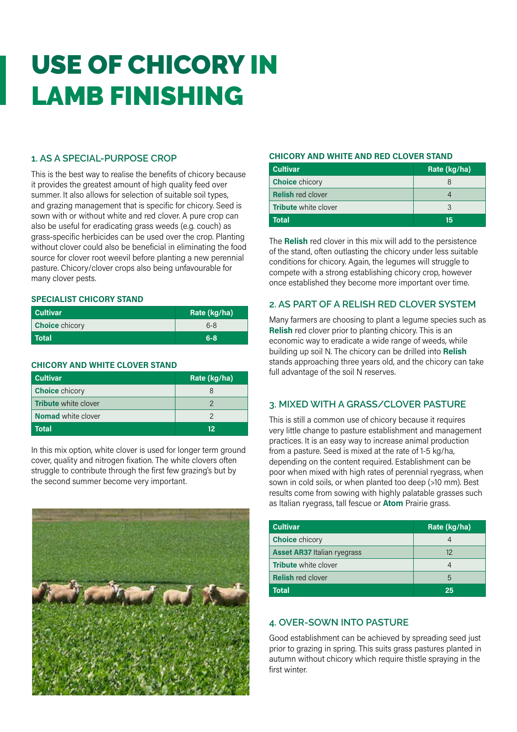# USE OF CHICORY IN LAMB FINISHING

## 1. AS A SPECIAL-PURPOSE CROP

This is the best way to realise the benefits of chicory because it provides the greatest amount of high quality feed over summer. It also allows for selection of suitable soil types, and grazing management that is specific for chicory. Seed is sown with or without white and red clover. A pure crop can also be useful for eradicating grass weeds (e.g. couch) as grass-specific herbicides can be used over the crop. Planting without clover could also be beneficial in eliminating the food source for clover root weevil before planting a new perennial pasture. Chicory/clover crops also being unfavourable for many clover pests.

### SPECIALIST CHICORY STAND

| Cultivar | Rate (kg/ha) |
|---|---|
| **Choice** chicory | 6-8 |
| **Total** | **6-8** |

### CHICORY AND WHITE CLOVER STAND

| Cultivar | Rate (kg/ha) |
|---|---|
| **Choice** chicory | 8 |
| **Tribute** white clover | 2 |
| **Nomad** white clover | 2 |
| **Total** | **12** |

In this mix option, white clover is used for longer term ground cover, quality and nitrogen fixation. The white clovers often struggle to contribute through the first few grazing's but by the second summer become very important.

### CHICORY AND WHITE AND RED CLOVER STAND

| Cultivar | Rate (kg/ha) |
|---|---|
| **Choice** chicory | 8 |
| **Relish** red clover | 4 |
| **Tribute** white clover | 3 |
| **Total** | **15** |

The **Relish** red clover in this mix will add to the persistence of the stand, often outlasting the chicory under less suitable conditions for chicory. Again, the legumes will struggle to compete with a strong establishing chicory crop, however once established they become more important over time.

## 2. AS PART OF A RELISH RED CLOVER SYSTEM

Many farmers are choosing to plant a legume species such as **Relish** red clover prior to planting chicory. This is an economic way to eradicate a wide range of weeds, while building up soil N. The chicory can be drilled into **Relish** stands approaching three years old, and the chicory can take full advantage of the soil N reserves.

## 3. MIXED WITH A GRASS/CLOVER PASTURE

This is still a common use of chicory because it requires very little change to pasture establishment and management practices. It is an easy way to increase animal production from a pasture. Seed is mixed at the rate of 1-5 kg/ha, depending on the content required. Establishment can be poor when mixed with high rates of perennial ryegrass, when sown in cold soils, or when planted too deep (>10 mm). Best results come from sowing with highly palatable grasses such as Italian ryegrass, tall fescue or **Atom** Prairie grass.

| Cultivar | Rate (kg/ha) |
|---|---|
| **Choice** chicory | 4 |
| **Asset AR37** Italian ryegrass | 12 |
| **Tribute** white clover | 4 |
| **Relish** red clover | 5 |
| **Total** | **25** |

## 4. OVER-SOWN INTO PASTURE

Good establishment can be achieved by spreading seed just prior to grazing in spring. This suits grass pastures planted in autumn without chicory which require thistle spraying in the first winter.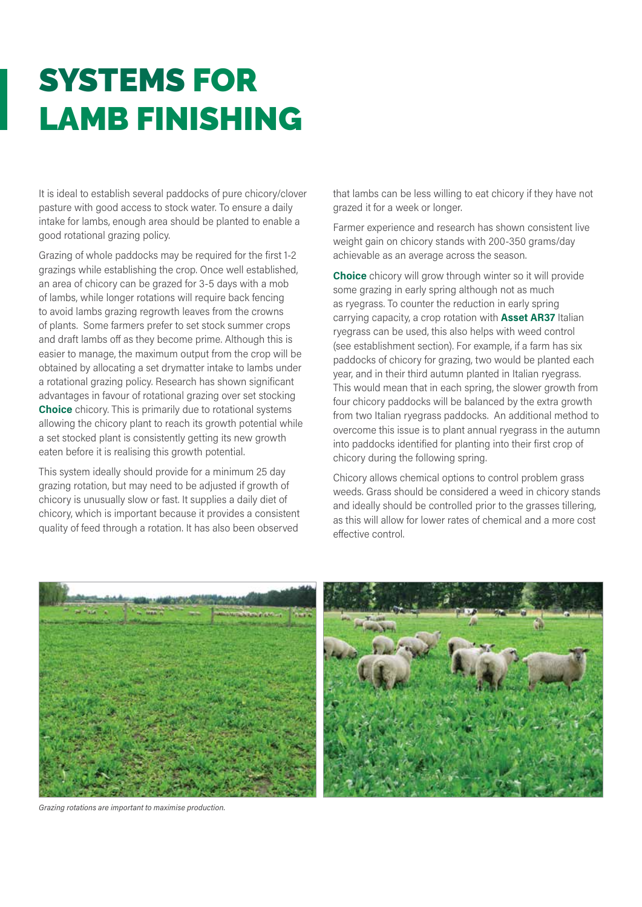# SYSTEMS FOR LAMB FINISHING

It is ideal to establish several paddocks of pure chicory/clover pasture with good access to stock water. To ensure a daily intake for lambs, enough area should be planted to enable a good rotational grazing policy.

Grazing of whole paddocks may be required for the first 1-2 grazings while establishing the crop. Once well established, an area of chicory can be grazed for 3-5 days with a mob of lambs, while longer rotations will require back fencing to avoid lambs grazing regrowth leaves from the crowns of plants. Some farmers prefer to set stock summer crops and draft lambs off as they become prime. Although this is easier to manage, the maximum output from the crop will be obtained by allocating a set drymatter intake to lambs under a rotational grazing policy. Research has shown significant advantages in favour of rotational grazing over set stocking **Choice** chicory. This is primarily due to rotational systems allowing the chicory plant to reach its growth potential while a set stocked plant is consistently getting its new growth eaten before it is realising this growth potential.

This system ideally should provide for a minimum 25 day grazing rotation, but may need to be adjusted if growth of chicory is unusually slow or fast. It supplies a daily diet of chicory, which is important because it provides a consistent quality of feed through a rotation. It has also been observed that lambs can be less willing to eat chicory if they have not grazed it for a week or longer.

Farmer experience and research has shown consistent live weight gain on chicory stands with 200-350 grams/day achievable as an average across the season.

**Choice** chicory will grow through winter so it will provide some grazing in early spring although not as much as ryegrass. To counter the reduction in early spring carrying capacity, a crop rotation with **Asset AR37** Italian ryegrass can be used, this also helps with weed control (see establishment section). For example, if a farm has six paddocks of chicory for grazing, two would be planted each year, and in their third autumn planted in Italian ryegrass. This would mean that in each spring, the slower growth from four chicory paddocks will be balanced by the extra growth from two Italian ryegrass paddocks. An additional method to overcome this issue is to plant annual ryegrass in the autumn into paddocks identified for planting into their first crop of chicory during the following spring.

Chicory allows chemical options to control problem grass weeds. Grass should be considered a weed in chicory stands and ideally should be controlled prior to the grasses tillering, as this will allow for lower rates of chemical and a more cost effective control.

*Grazing rotations are important to maximise production.*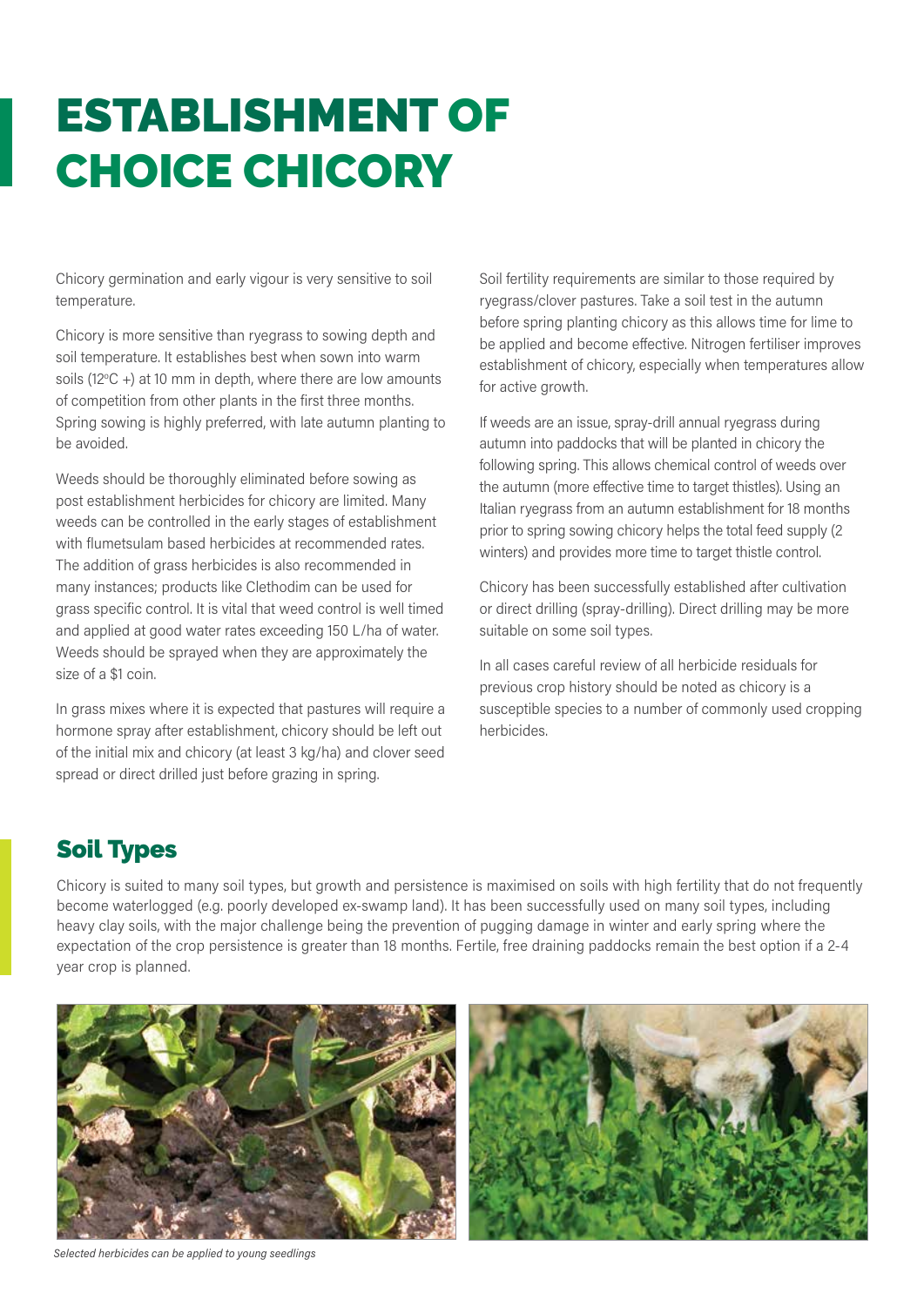# ESTABLISHMENT OF CHOICE CHICORY

Chicory germination and early vigour is very sensitive to soil temperature.

Chicory is more sensitive than ryegrass to sowing depth and soil temperature. It establishes best when sown into warm soils (12°C +) at 10 mm in depth, where there are low amounts of competition from other plants in the first three months. Spring sowing is highly preferred, with late autumn planting to be avoided.

Weeds should be thoroughly eliminated before sowing as post establishment herbicides for chicory are limited. Many weeds can be controlled in the early stages of establishment with flumetsulam based herbicides at recommended rates. The addition of grass herbicides is also recommended in many instances; products like Clethodim can be used for grass specific control. It is vital that weed control is well timed and applied at good water rates exceeding 150 L/ha of water. Weeds should be sprayed when they are approximately the size of a $1 coin.

In grass mixes where it is expected that pastures will require a hormone spray after establishment, chicory should be left out of the initial mix and chicory (at least 3 kg/ha) and clover seed spread or direct drilled just before grazing in spring.

Soil fertility requirements are similar to those required by ryegrass/clover pastures. Take a soil test in the autumn before spring planting chicory as this allows time for lime to be applied and become effective. Nitrogen fertiliser improves establishment of chicory, especially when temperatures allow for active growth.

If weeds are an issue, spray-drill annual ryegrass during autumn into paddocks that will be planted in chicory the following spring. This allows chemical control of weeds over the autumn (more effective time to target thistles). Using an Italian ryegrass from an autumn establishment for 18 months prior to spring sowing chicory helps the total feed supply (2 winters) and provides more time to target thistle control.

Chicory has been successfully established after cultivation or direct drilling (spray-drilling). Direct drilling may be more suitable on some soil types.

In all cases careful review of all herbicide residuals for previous crop history should be noted as chicory is a susceptible species to a number of commonly used cropping herbicides.

## Soil Types

Chicory is suited to many soil types, but growth and persistence is maximised on soils with high fertility that do not frequently become waterlogged (e.g. poorly developed ex-swamp land). It has been successfully used on many soil types, including heavy clay soils, with the major challenge being the prevention of pugging damage in winter and early spring where the expectation of the crop persistence is greater than 18 months. Fertile, free draining paddocks remain the best option if a 2-4 year crop is planned.

*Selected herbicides can be applied to young seedlings*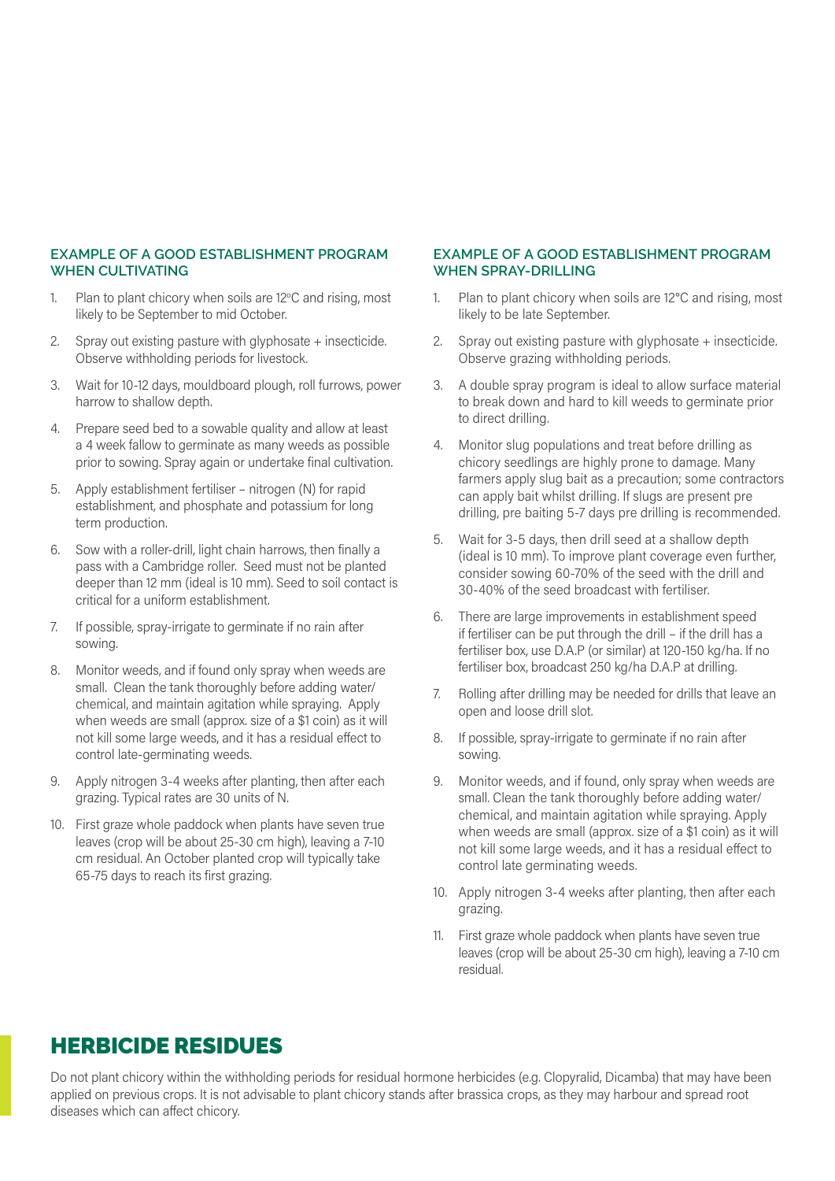### EXAMPLE OF A GOOD ESTABLISHMENT PROGRAM WHEN CULTIVATING

1. Plan to plant chicory when soils are 12°C and rising, most likely to be September to mid October.
2. Spray out existing pasture with glyphosate + insecticide. Observe withholding periods for livestock.
3. Wait for 10-12 days, mouldboard plough, roll furrows, power harrow to shallow depth.
4. Prepare seed bed to a sowable quality and allow at least a 4 week fallow to germinate as many weeds as possible prior to sowing. Spray again or undertake final cultivation.
5. Apply establishment fertiliser – nitrogen (N) for rapid establishment, and phosphate and potassium for long term production.
6. Sow with a roller-drill, light chain harrows, then finally a pass with a Cambridge roller. Seed must not be planted deeper than 12 mm (ideal is 10 mm). Seed to soil contact is critical for a uniform establishment.
7. If possible, spray-irrigate to germinate if no rain after sowing.
8. Monitor weeds, and if found only spray when weeds are small. Clean the tank thoroughly before adding water/chemical, and maintain agitation while spraying. Apply when weeds are small (approx. size of a $1 coin) as it will not kill some large weeds, and it has a residual effect to control late-germinating weeds.
9. Apply nitrogen 3-4 weeks after planting, then after each grazing. Typical rates are 30 units of N.
10. First graze whole paddock when plants have seven true leaves (crop will be about 25-30 cm high), leaving a 7-10 cm residual. An October planted crop will typically take 65-75 days to reach its first grazing.

### EXAMPLE OF A GOOD ESTABLISHMENT PROGRAM WHEN SPRAY-DRILLING

1. Plan to plant chicory when soils are 12°C and rising, most likely to be late September.
2. Spray out existing pasture with glyphosate + insecticide. Observe grazing withholding periods.
3. A double spray program is ideal to allow surface material to break down and hard to kill weeds to germinate prior to direct drilling.
4. Monitor slug populations and treat before drilling as chicory seedlings are highly prone to damage. Many farmers apply slug bait as a precaution; some contractors can apply bait whilst drilling. If slugs are present pre drilling, pre baiting 5-7 days pre drilling is recommended.
5. Wait for 3-5 days, then drill seed at a shallow depth (ideal is 10 mm). To improve plant coverage even further, consider sowing 60-70% of the seed with the drill and 30-40% of the seed broadcast with fertiliser.
6. There are large improvements in establishment speed if fertiliser can be put through the drill – if the drill has a fertiliser box, use D.A.P (or similar) at 120-150 kg/ha. If no fertiliser box, broadcast 250 kg/ha D.A.P at drilling.
7. Rolling after drilling may be needed for drills that leave an open and loose drill slot.
8. If possible, spray-irrigate to germinate if no rain after sowing.
9. Monitor weeds, and if found, only spray when weeds are small. Clean the tank thoroughly before adding water/chemical, and maintain agitation while spraying. Apply when weeds are small (approx. size of a $1 coin) as it will not kill some large weeds, and it has a residual effect to control late germinating weeds.
10. Apply nitrogen 3-4 weeks after planting, then after each grazing.
11. First graze whole paddock when plants have seven true leaves (crop will be about 25-30 cm high), leaving a 7-10 cm residual.

## HERBICIDE RESIDUES

Do not plant chicory within the withholding periods for residual hormone herbicides (e.g. Clopyralid, Dicamba) that may have been applied on previous crops. It is not advisable to plant chicory stands after brassica crops, as they may harbour and spread root diseases which can affect chicory.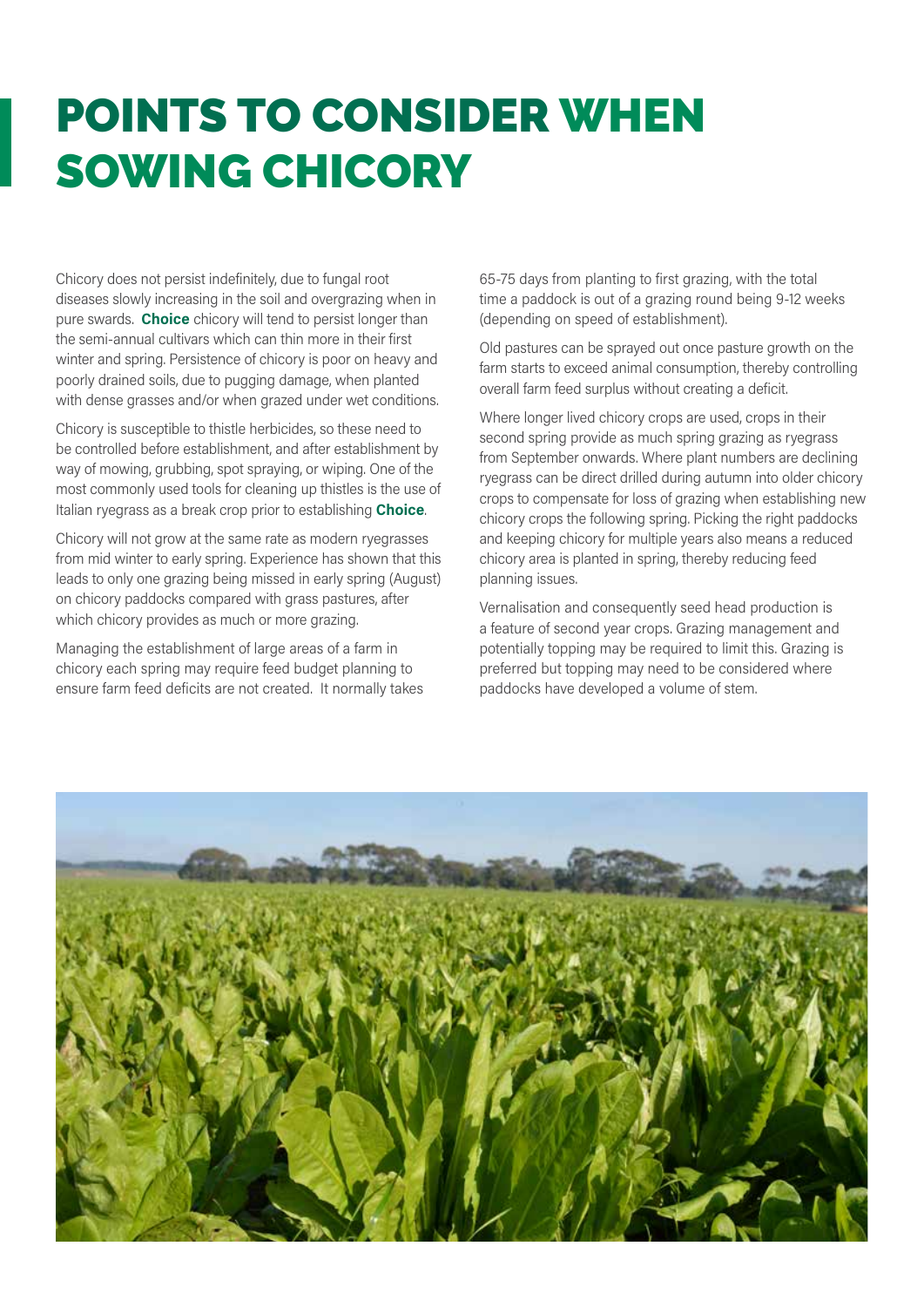# POINTS TO CONSIDER WHEN SOWING CHICORY

Chicory does not persist indefinitely, due to fungal root diseases slowly increasing in the soil and overgrazing when in pure swards. **Choice** chicory will tend to persist longer than the semi-annual cultivars which can thin more in their first winter and spring. Persistence of chicory is poor on heavy and poorly drained soils, due to pugging damage, when planted with dense grasses and/or when grazed under wet conditions.

Chicory is susceptible to thistle herbicides, so these need to be controlled before establishment, and after establishment by way of mowing, grubbing, spot spraying, or wiping. One of the most commonly used tools for cleaning up thistles is the use of Italian ryegrass as a break crop prior to establishing **Choice**.

Chicory will not grow at the same rate as modern ryegrasses from mid winter to early spring. Experience has shown that this leads to only one grazing being missed in early spring (August) on chicory paddocks compared with grass pastures, after which chicory provides as much or more grazing.

Managing the establishment of large areas of a farm in chicory each spring may require feed budget planning to ensure farm feed deficits are not created. It normally takes 65-75 days from planting to first grazing, with the total time a paddock is out of a grazing round being 9-12 weeks (depending on speed of establishment).

Old pastures can be sprayed out once pasture growth on the farm starts to exceed animal consumption, thereby controlling overall farm feed surplus without creating a deficit.

Where longer lived chicory crops are used, crops in their second spring provide as much spring grazing as ryegrass from September onwards. Where plant numbers are declining ryegrass can be direct drilled during autumn into older chicory crops to compensate for loss of grazing when establishing new chicory crops the following spring. Picking the right paddocks and keeping chicory for multiple years also means a reduced chicory area is planted in spring, thereby reducing feed planning issues.

Vernalisation and consequently seed head production is a feature of second year crops. Grazing management and potentially topping may be required to limit this. Grazing is preferred but topping may need to be considered where paddocks have developed a volume of stem.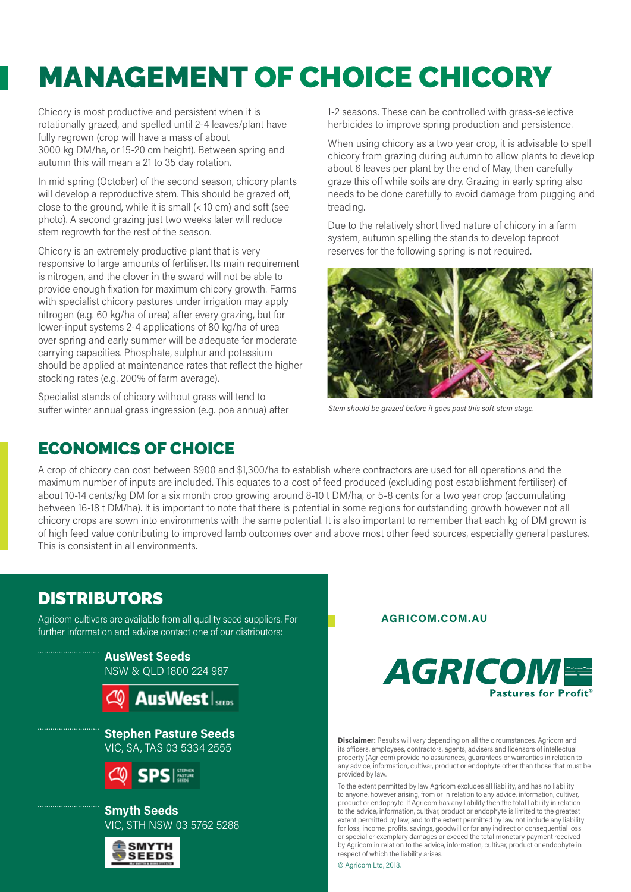# MANAGEMENT OF CHOICE CHICORY

Chicory is most productive and persistent when it is rotationally grazed, and spelled until 2-4 leaves/plant have fully regrown (crop will have a mass of about 3000 kg DM/ha, or 15-20 cm height). Between spring and autumn this will mean a 21 to 35 day rotation.

In mid spring (October) of the second season, chicory plants will develop a reproductive stem. This should be grazed off, close to the ground, while it is small (< 10 cm) and soft (see photo). A second grazing just two weeks later will reduce stem regrowth for the rest of the season.

Chicory is an extremely productive plant that is very responsive to large amounts of fertiliser. Its main requirement is nitrogen, and the clover in the sward will not be able to provide enough fixation for maximum chicory growth. Farms with specialist chicory pastures under irrigation may apply nitrogen (e.g. 60 kg/ha of urea) after every grazing, but for lower-input systems 2-4 applications of 80 kg/ha of urea over spring and early summer will be adequate for moderate carrying capacities. Phosphate, sulphur and potassium should be applied at maintenance rates that reflect the higher stocking rates (e.g. 200% of farm average).

Specialist stands of chicory without grass will tend to suffer winter annual grass ingression (e.g. poa annua) after 1-2 seasons. These can be controlled with grass-selective herbicides to improve spring production and persistence.

When using chicory as a two year crop, it is advisable to spell chicory from grazing during autumn to allow plants to develop about 6 leaves per plant by the end of May, then carefully graze this off while soils are dry. Grazing in early spring also needs to be done carefully to avoid damage from pugging and treading.

Due to the relatively short lived nature of chicory in a farm system, autumn spelling the stands to develop taproot reserves for the following spring is not required.

*Stem should be grazed before it goes past this soft-stem stage.*

## ECONOMICS OF CHOICE

A crop of chicory can cost between $900 and $1,300/ha to establish where contractors are used for all operations and the maximum number of inputs are included. This equates to a cost of feed produced (excluding post establishment fertiliser) of about 10-14 cents/kg DM for a six month crop growing around 8-10 t DM/ha, or 5-8 cents for a two year crop (accumulating between 16-18 t DM/ha). It is important to note that there is potential in some regions for outstanding growth however not all chicory crops are sown into environments with the same potential. It is also important to remember that each kg of DM grown is of high feed value contributing to improved lamb outcomes over and above most other feed sources, especially general pastures. This is consistent in all environments.

## DISTRIBUTORS

Agricom cultivars are available from all quality seed suppliers. For further information and advice contact one of our distributors:

**AusWest Seeds**
NSW & QLD 1800 224 987

**Stephen Pasture Seeds**
VIC, SA, TAS 03 5334 2555

**Smyth Seeds**
VIC, STH NSW 03 5762 5288

**AGRICOM.COM.AU**

AGRICOM
Pastures for Profit®

**Disclaimer:** Results will vary depending on all the circumstances. Agricom and its officers, employees, contractors, agents, advisers and licensors of intellectual property (Agricom) provide no assurances, guarantees or warranties in relation to any advice, information, cultivar, product or endophyte other than those that must be provided by law.

To the extent permitted by law Agricom excludes all liability, and has no liability to anyone, however arising, from or in relation to any advice, information, cultivar, product or endophyte. If Agricom has any liability then the total liability in relation to the advice, information, cultivar, product or endophyte is limited to the greatest extent permitted by law, and to the extent permitted by law not include any liability for loss, income, profits, savings, goodwill or for any indirect or consequential loss or special or exemplary damages or exceed the total monetary payment received by Agricom in relation to the advice, information, cultivar, product or endophyte in respect of which the liability arises.

© Agricom Ltd, 2018.